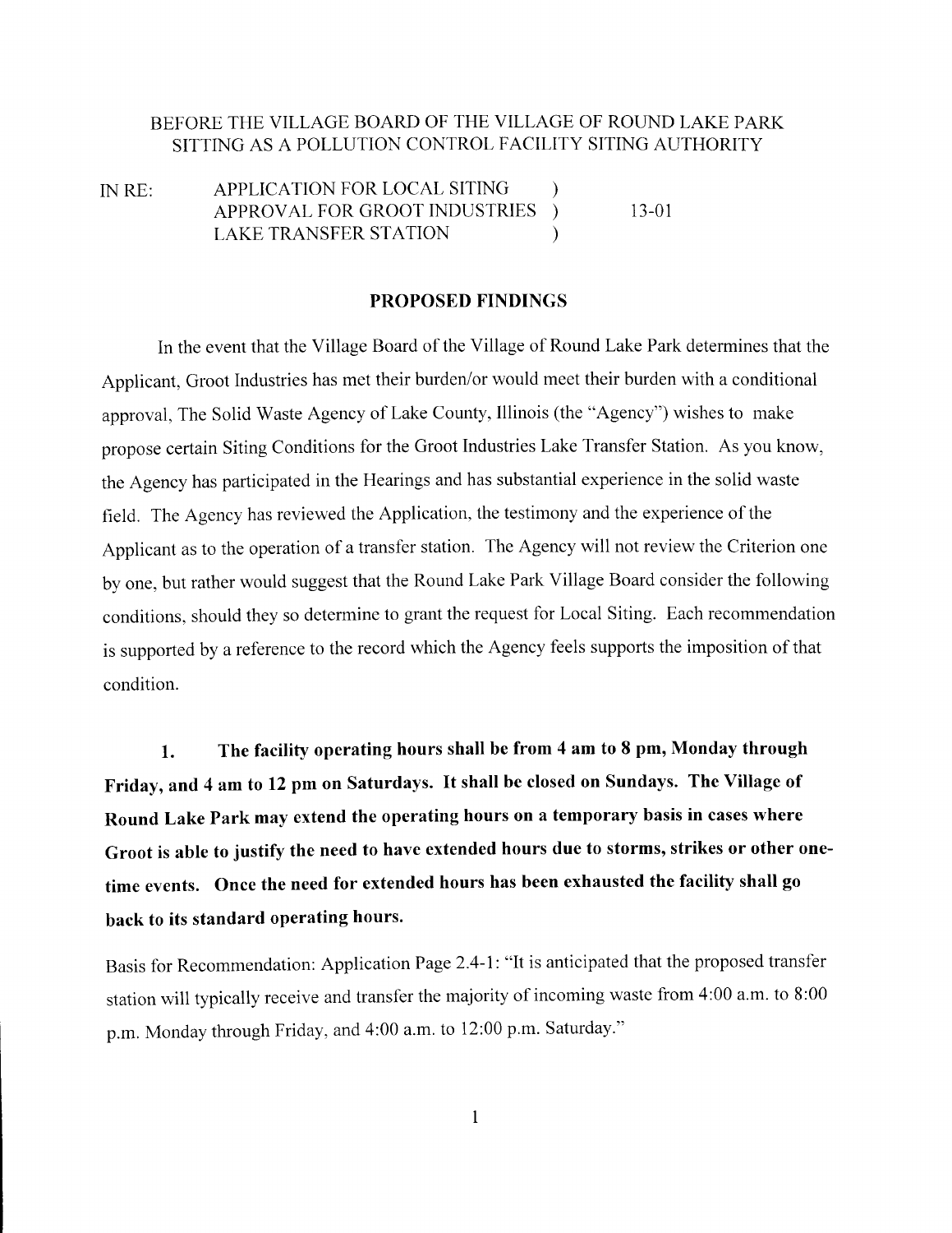BEFORE THE VILLAGE BOARD OF THE VILLAGE OF ROUND LAKE PARK
SITTING AS A POLLUTION CONTROL FACILITY SITING AUTHORITY

| | | |
|---|---|---|
| IN RE: APPLICATION FOR LOCAL SITING | ) | |
| APPROVAL FOR GROOT INDUSTRIES | ) | 13-01 |
| LAKE TRANSFER STATION | ) | |

## PROPOSED FINDINGS

In the event that the Village Board of the Village of Round Lake Park determines that the Applicant, Groot Industries has met their burden/or would meet their burden with a conditional approval, The Solid Waste Agency of Lake County, Illinois (the "Agency") wishes to make propose certain Siting Conditions for the Groot Industries Lake Transfer Station. As you know, the Agency has participated in the Hearings and has substantial experience in the solid waste field. The Agency has reviewed the Application, the testimony and the experience of the Applicant as to the operation of a transfer station. The Agency will not review the Criterion one by one, but rather would suggest that the Round Lake Park Village Board consider the following conditions, should they so determine to grant the request for Local Siting. Each recommendation is supported by a reference to the record which the Agency feels supports the imposition of that condition.

1. **The facility operating hours shall be from 4 am to 8 pm, Monday through Friday, and 4 am to 12 pm on Saturdays. It shall be closed on Sundays. The Village of Round Lake Park may extend the operating hours on a temporary basis in cases where Groot is able to justify the need to have extended hours due to storms, strikes or other one-time events. Once the need for extended hours has been exhausted the facility shall go back to its standard operating hours.**

Basis for Recommendation: Application Page 2.4-1: "It is anticipated that the proposed transfer station will typically receive and transfer the majority of incoming waste from 4:00 a.m. to 8:00 p.m. Monday through Friday, and 4:00 a.m. to 12:00 p.m. Saturday."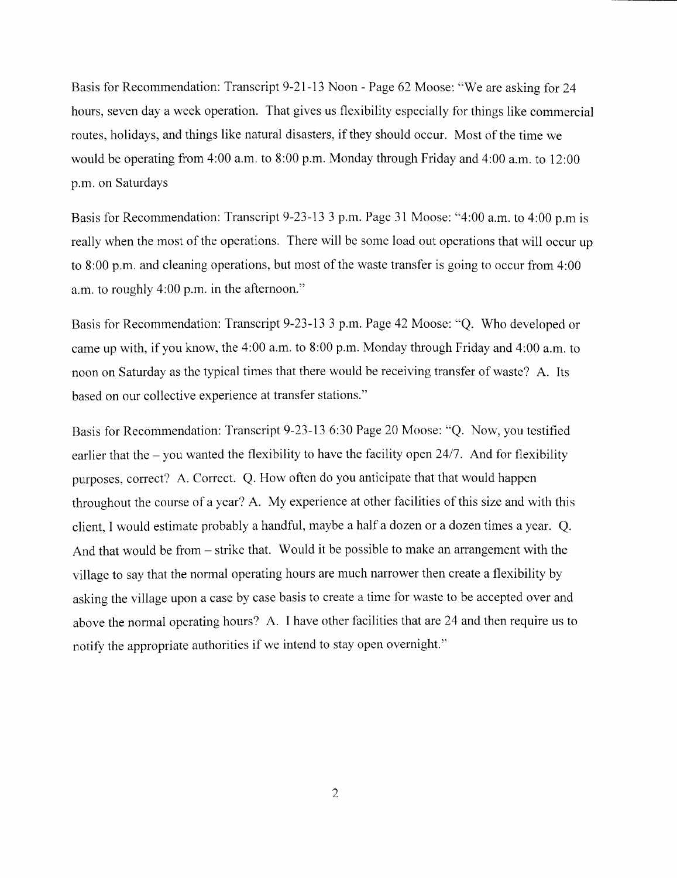Basis for Recommendation: Transcript 9-21-13 Noon - Page 62 Moose: "We are asking for 24 hours, seven day a week operation. That gives us flexibility especially for things like commercial routes, holidays, and things like natural disasters, if they should occur. Most of the time we would be operating from 4:00 a.m. to 8:00 p.m. Monday through Friday and 4:00 a.m. to 12:00 p.m. on Saturdays

Basis for Recommendation: Transcript 9-23-13 3 p.m. Page 31 Moose: "4:00 a.m. to 4:00 p.m is really when the most of the operations. There will be some load out operations that will occur up to 8:00 p.m. and cleaning operations, but most of the waste transfer is going to occur from 4:00 a.m. to roughly 4:00 p.m. in the afternoon."

Basis for Recommendation: Transcript 9-23-13 3 p.m. Page 42 Moose: "Q. Who developed or came up with, if you know, the 4:00 a.m. to 8:00 p.m. Monday through Friday and 4:00 a.m. to noon on Saturday as the typical times that there would be receiving transfer of waste? A. Its based on our collective experience at transfer stations."

Basis for Recommendation: Transcript 9-23-13 6:30 Page 20 Moose: "Q. Now, you testified earlier that the – you wanted the flexibility to have the facility open 24/7. And for flexibility purposes, correct? A. Correct. Q. How often do you anticipate that that would happen throughout the course of a year? A. My experience at other facilities of this size and with this client, I would estimate probably a handful, maybe a half a dozen or a dozen times a year. Q. And that would be from – strike that. Would it be possible to make an arrangement with the village to say that the normal operating hours are much narrower then create a flexibility by asking the village upon a case by case basis to create a time for waste to be accepted over and above the normal operating hours? A. I have other facilities that are 24 and then require us to notify the appropriate authorities if we intend to stay open overnight."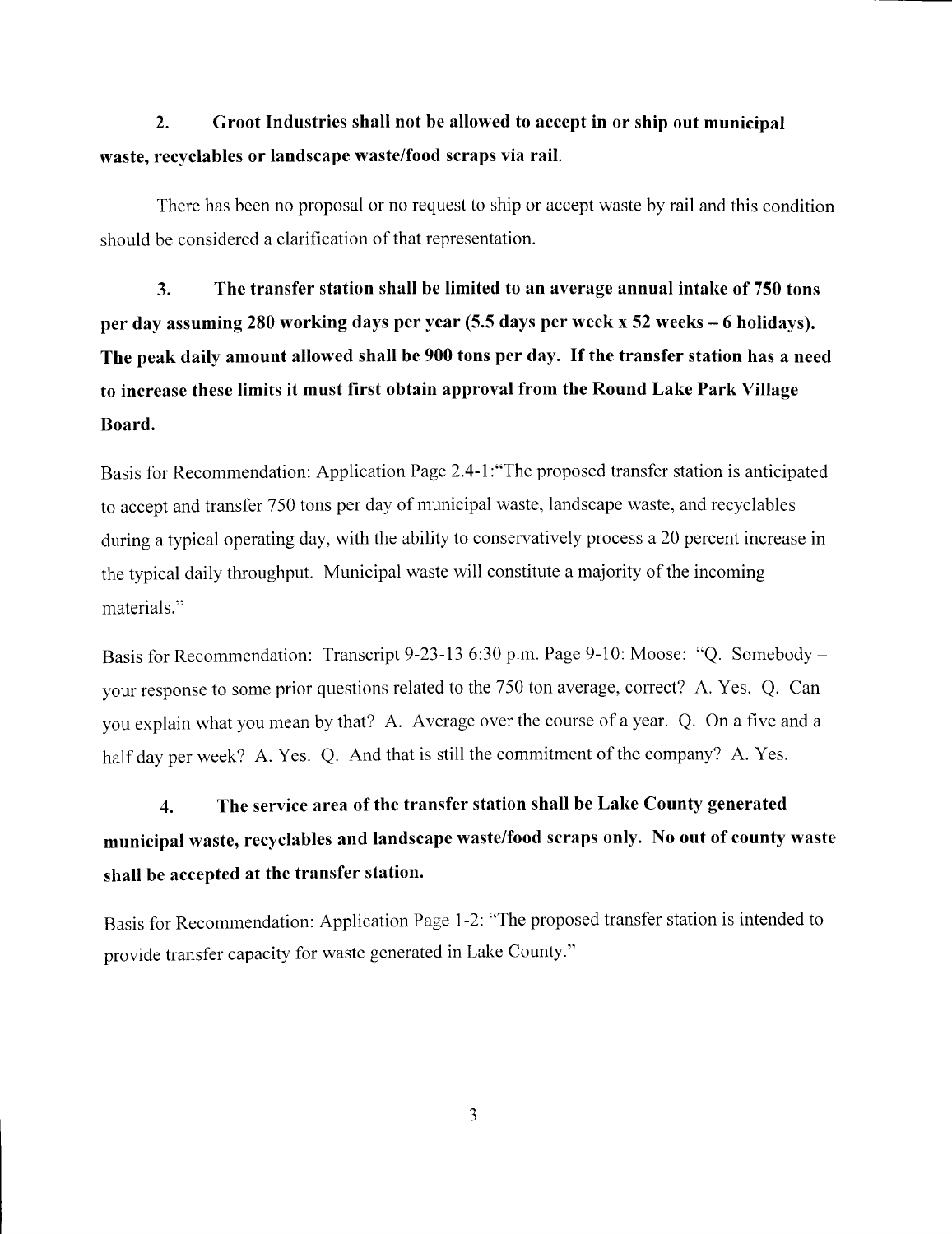**2. Groot Industries shall not be allowed to accept in or ship out municipal waste, recyclables or landscape waste/food scraps via rail.**

There has been no proposal or no request to ship or accept waste by rail and this condition should be considered a clarification of that representation.

**3. The transfer station shall be limited to an average annual intake of 750 tons per day assuming 280 working days per year (5.5 days per week x 52 weeks – 6 holidays). The peak daily amount allowed shall be 900 tons per day. If the transfer station has a need to increase these limits it must first obtain approval from the Round Lake Park Village Board.**

Basis for Recommendation: Application Page 2.4-1:"The proposed transfer station is anticipated to accept and transfer 750 tons per day of municipal waste, landscape waste, and recyclables during a typical operating day, with the ability to conservatively process a 20 percent increase in the typical daily throughput. Municipal waste will constitute a majority of the incoming materials."

Basis for Recommendation: Transcript 9-23-13 6:30 p.m. Page 9-10: Moose: "Q. Somebody – your response to some prior questions related to the 750 ton average, correct? A. Yes. Q. Can you explain what you mean by that? A. Average over the course of a year. Q. On a five and a half day per week? A. Yes. Q. And that is still the commitment of the company? A. Yes.

**4. The service area of the transfer station shall be Lake County generated municipal waste, recyclables and landscape waste/food scraps only. No out of county waste shall be accepted at the transfer station.**

Basis for Recommendation: Application Page 1-2: "The proposed transfer station is intended to provide transfer capacity for waste generated in Lake County."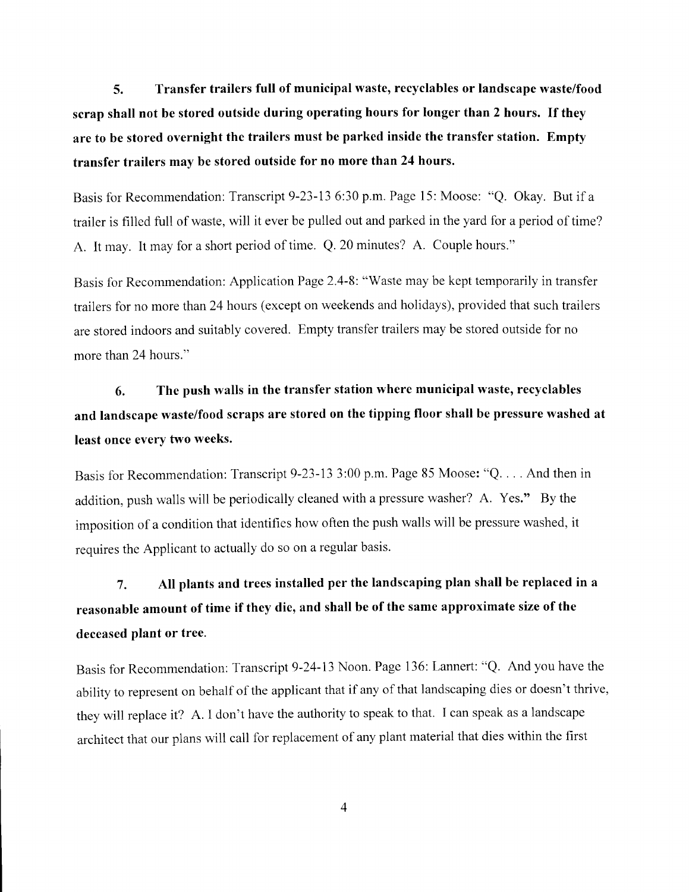**5. Transfer trailers full of municipal waste, recyclables or landscape waste/food scrap shall not be stored outside during operating hours for longer than 2 hours. If they are to be stored overnight the trailers must be parked inside the transfer station. Empty transfer trailers may be stored outside for no more than 24 hours.**

Basis for Recommendation: Transcript 9-23-13 6:30 p.m. Page 15: Moose: "Q. Okay. But if a trailer is filled full of waste, will it ever be pulled out and parked in the yard for a period of time? A. It may. It may for a short period of time. Q. 20 minutes? A. Couple hours."

Basis for Recommendation: Application Page 2.4-8: "Waste may be kept temporarily in transfer trailers for no more than 24 hours (except on weekends and holidays), provided that such trailers are stored indoors and suitably covered. Empty transfer trailers may be stored outside for no more than 24 hours."

**6. The push walls in the transfer station where municipal waste, recyclables and landscape waste/food scraps are stored on the tipping floor shall be pressure washed at least once every two weeks.**

Basis for Recommendation: Transcript 9-23-13 3:00 p.m. Page 85 Moose: "Q. . . . And then in addition, push walls will be periodically cleaned with a pressure washer? A. Yes." By the imposition of a condition that identifies how often the push walls will be pressure washed, it requires the Applicant to actually do so on a regular basis.

**7. All plants and trees installed per the landscaping plan shall be replaced in a reasonable amount of time if they die, and shall be of the same approximate size of the deceased plant or tree.**

Basis for Recommendation: Transcript 9-24-13 Noon. Page 136: Lannert: "Q. And you have the ability to represent on behalf of the applicant that if any of that landscaping dies or doesn't thrive, they will replace it? A. I don't have the authority to speak to that. I can speak as a landscape architect that our plans will call for replacement of any plant material that dies within the first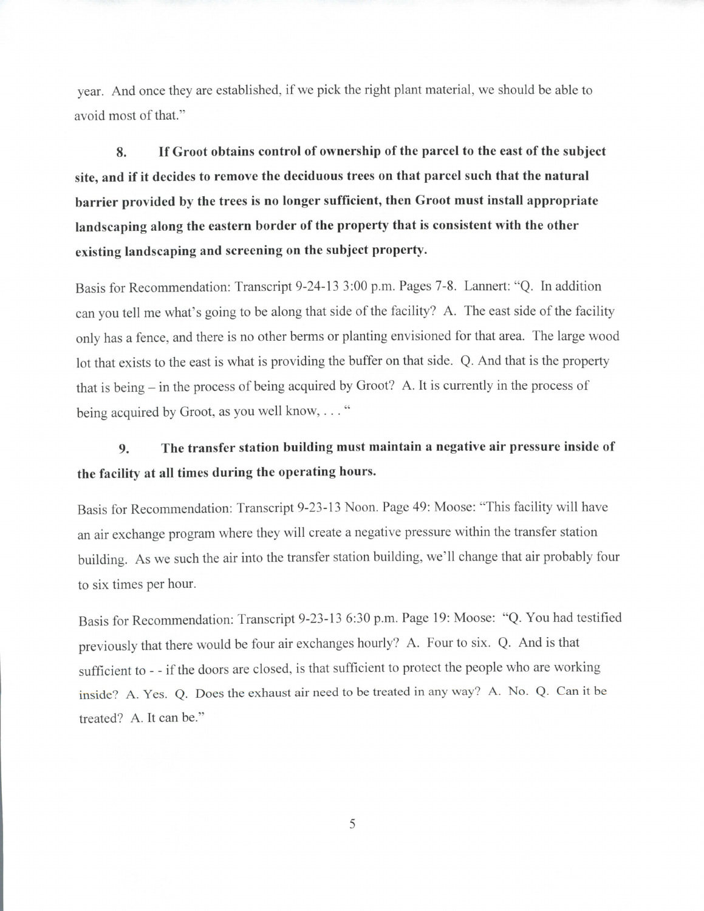year. And once they are established, if we pick the right plant material, we should be able to avoid most of that."

**8. If Groot obtains control of ownership of the parcel to the east of the subject site, and if it decides to remove the deciduous trees on that parcel such that the natural barrier provided by the trees is no longer sufficient, then Groot must install appropriate landscaping along the eastern border of the property that is consistent with the other existing landscaping and screening on the subject property.**

Basis for Recommendation: Transcript 9-24-13 3:00 p.m. Pages 7-8. Lannert: "Q. In addition can you tell me what's going to be along that side of the facility? A. The east side of the facility only has a fence, and there is no other berms or planting envisioned for that area. The large wood lot that exists to the east is what is providing the buffer on that side. Q. And that is the property that is being – in the process of being acquired by Groot? A. It is currently in the process of being acquired by Groot, as you well know, . . . "

**9. The transfer station building must maintain a negative air pressure inside of the facility at all times during the operating hours.**

Basis for Recommendation: Transcript 9-23-13 Noon. Page 49: Moose: "This facility will have an air exchange program where they will create a negative pressure within the transfer station building. As we such the air into the transfer station building, we'll change that air probably four to six times per hour.

Basis for Recommendation: Transcript 9-23-13 6:30 p.m. Page 19: Moose: "Q. You had testified previously that there would be four air exchanges hourly? A. Four to six. Q. And is that sufficient to - - if the doors are closed, is that sufficient to protect the people who are working inside? A. Yes. Q. Does the exhaust air need to be treated in any way? A. No. Q. Can it be treated? A. It can be."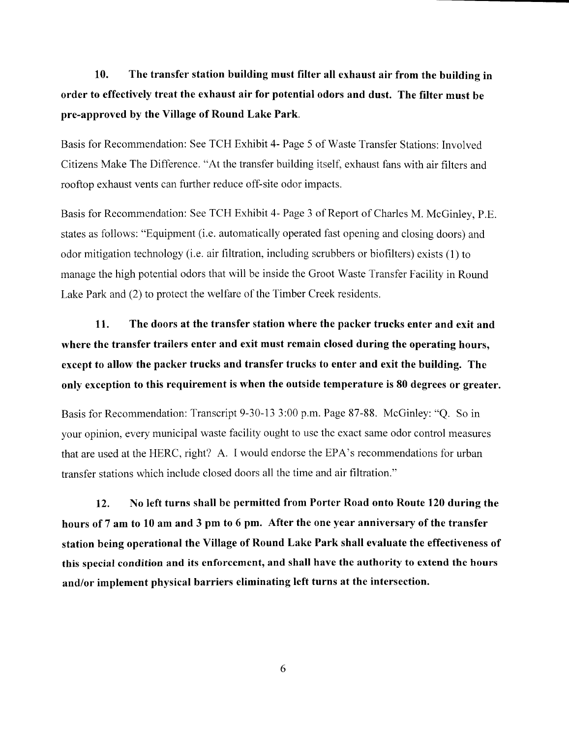**10. The transfer station building must filter all exhaust air from the building in order to effectively treat the exhaust air for potential odors and dust. The filter must be pre-approved by the Village of Round Lake Park.**

Basis for Recommendation: See TCH Exhibit 4- Page 5 of Waste Transfer Stations: Involved Citizens Make The Difference. "At the transfer building itself, exhaust fans with air filters and rooftop exhaust vents can further reduce off-site odor impacts.

Basis for Recommendation: See TCH Exhibit 4- Page 3 of Report of Charles M. McGinley, P.E. states as follows: "Equipment (i.e. automatically operated fast opening and closing doors) and odor mitigation technology (i.e. air filtration, including scrubbers or biofilters) exists (1) to manage the high potential odors that will be inside the Groot Waste Transfer Facility in Round Lake Park and (2) to protect the welfare of the Timber Creek residents.

**11. The doors at the transfer station where the packer trucks enter and exit and where the transfer trailers enter and exit must remain closed during the operating hours, except to allow the packer trucks and transfer trucks to enter and exit the building. The only exception to this requirement is when the outside temperature is 80 degrees or greater.**

Basis for Recommendation: Transcript 9-30-13 3:00 p.m. Page 87-88. McGinley: "Q. So in your opinion, every municipal waste facility ought to use the exact same odor control measures that are used at the HERC, right? A. I would endorse the EPA's recommendations for urban transfer stations which include closed doors all the time and air filtration."

**12. No left turns shall be permitted from Porter Road onto Route 120 during the hours of 7 am to 10 am and 3 pm to 6 pm. After the one year anniversary of the transfer station being operational the Village of Round Lake Park shall evaluate the effectiveness of this special condition and its enforcement, and shall have the authority to extend the hours and/or implement physical barriers eliminating left turns at the intersection.**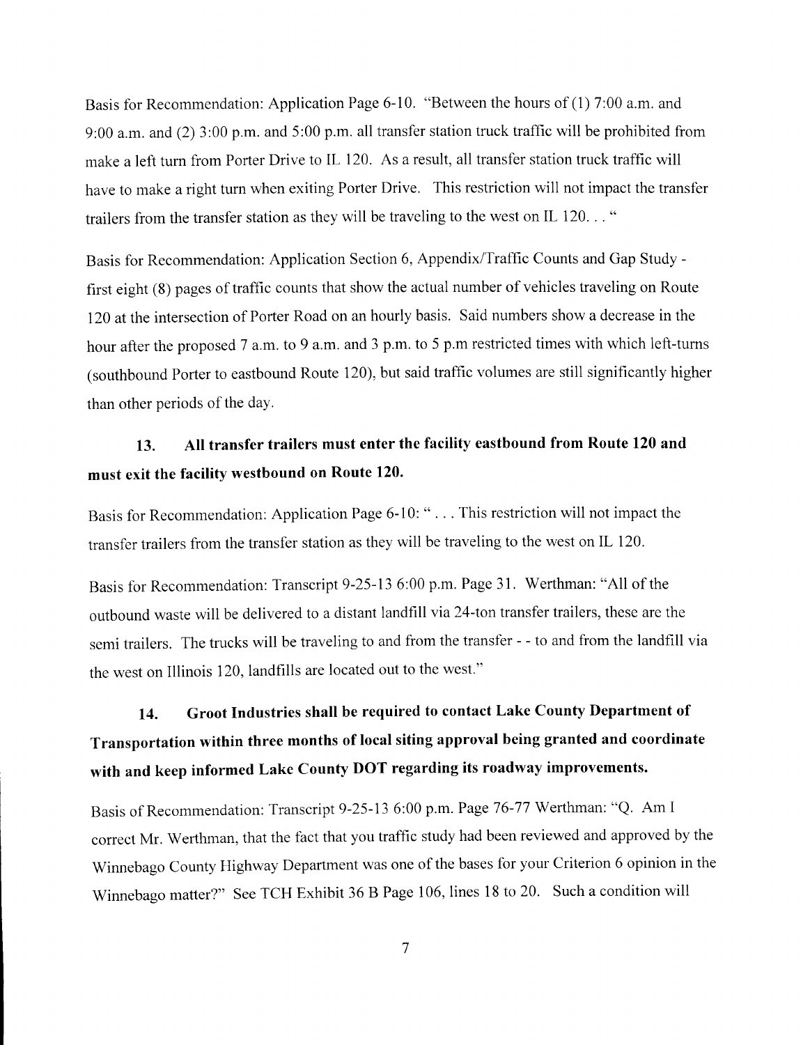Basis for Recommendation: Application Page 6-10. "Between the hours of (1) 7:00 a.m. and 9:00 a.m. and (2) 3:00 p.m. and 5:00 p.m. all transfer station truck traffic will be prohibited from make a left turn from Porter Drive to IL 120. As a result, all transfer station truck traffic will have to make a right turn when exiting Porter Drive. This restriction will not impact the transfer trailers from the transfer station as they will be traveling to the west on IL 120. . . "

Basis for Recommendation: Application Section 6, Appendix/Traffic Counts and Gap Study - first eight (8) pages of traffic counts that show the actual number of vehicles traveling on Route 120 at the intersection of Porter Road on an hourly basis. Said numbers show a decrease in the hour after the proposed 7 a.m. to 9 a.m. and 3 p.m. to 5 p.m restricted times with which left-turns (southbound Porter to eastbound Route 120), but said traffic volumes are still significantly higher than other periods of the day.

**13. All transfer trailers must enter the facility eastbound from Route 120 and must exit the facility westbound on Route 120.**

Basis for Recommendation: Application Page 6-10: " . . . This restriction will not impact the transfer trailers from the transfer station as they will be traveling to the west on IL 120.

Basis for Recommendation: Transcript 9-25-13 6:00 p.m. Page 31. Werthman: "All of the outbound waste will be delivered to a distant landfill via 24-ton transfer trailers, these are the semi trailers. The trucks will be traveling to and from the transfer - - to and from the landfill via the west on Illinois 120, landfills are located out to the west."

**14. Groot Industries shall be required to contact Lake County Department of Transportation within three months of local siting approval being granted and coordinate with and keep informed Lake County DOT regarding its roadway improvements.**

Basis of Recommendation: Transcript 9-25-13 6:00 p.m. Page 76-77 Werthman: "Q. Am I correct Mr. Werthman, that the fact that you traffic study had been reviewed and approved by the Winnebago County Highway Department was one of the bases for your Criterion 6 opinion in the Winnebago matter?" See TCH Exhibit 36 B Page 106, lines 18 to 20. Such a condition will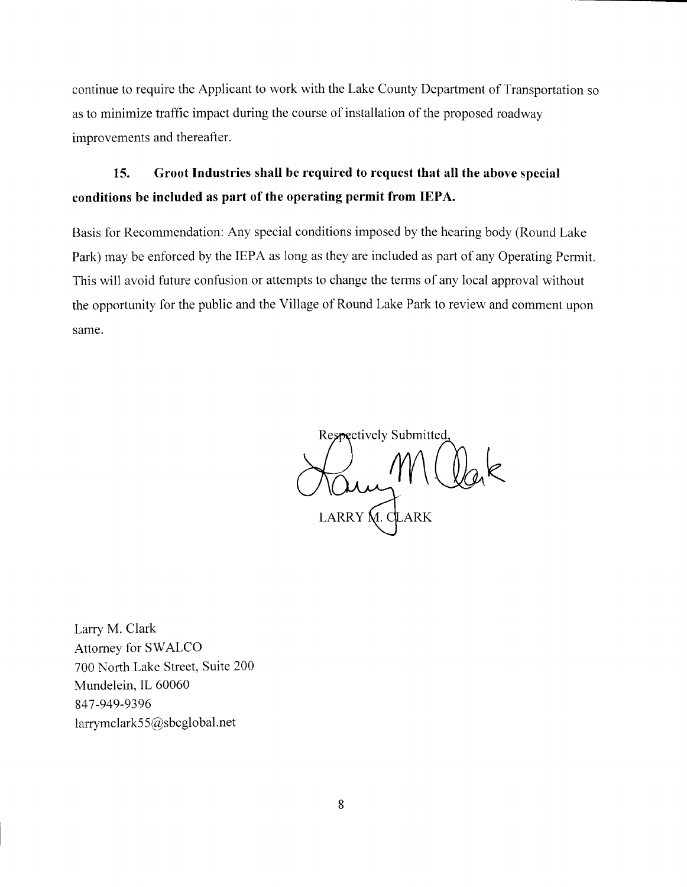continue to require the Applicant to work with the Lake County Department of Transportation so as to minimize traffic impact during the course of installation of the proposed roadway improvements and thereafter.

**15. Groot Industries shall be required to request that all the above special conditions be included as part of the operating permit from IEPA.**

Basis for Recommendation: Any special conditions imposed by the hearing body (Round Lake Park) may be enforced by the IEPA as long as they are included as part of any Operating Permit. This will avoid future confusion or attempts to change the terms of any local approval without the opportunity for the public and the Village of Round Lake Park to review and comment upon same.

Respectively Submitted,

LARRY M. CLARK

Larry M. Clark
Attorney for SWALCO
700 North Lake Street, Suite 200
Mundelein, IL 60060
847-949-9396
larrymclark55@sbcglobal.net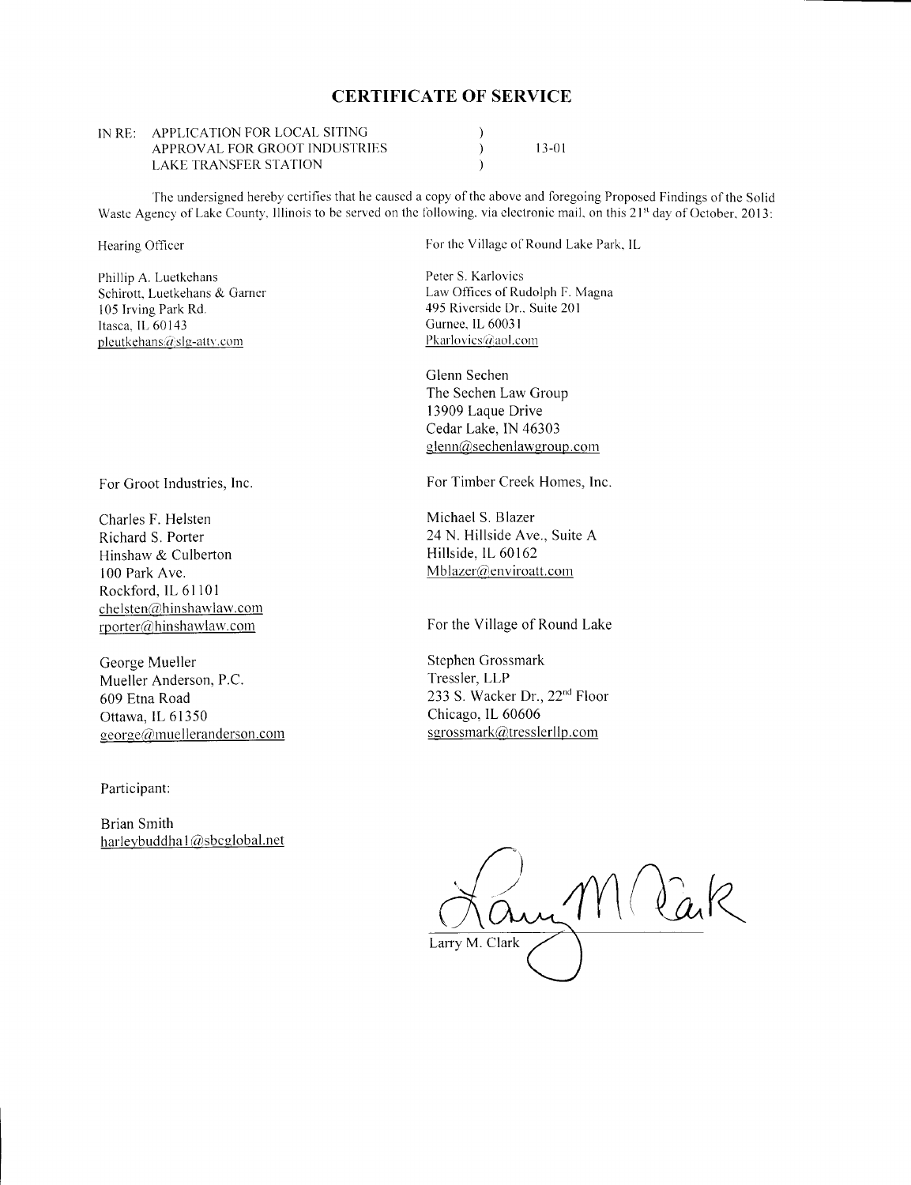# CERTIFICATE OF SERVICE

IN RE: APPLICATION FOR LOCAL SITING APPROVAL FOR GROOT INDUSTRIES LAKE TRANSFER STATION ) ) ) 13-01

The undersigned hereby certifies that he caused a copy of the above and foregoing Proposed Findings of the Solid Waste Agency of Lake County, Illinois to be served on the following, via electronic mail, on this 21st day of October, 2013:

Hearing Officer

Phillip A. Luetkehans
Schirott, Luetkehans & Garner
105 Irving Park Rd.
Itasca, IL 60143
pleutkehans@slg-atty.com

For the Village of Round Lake Park, IL

Peter S. Karlovics
Law Offices of Rudolph F. Magna
495 Riverside Dr., Suite 201
Gurnee, IL 60031
Pkarlovics@aol.com

Glenn Sechen
The Sechen Law Group
13909 Laque Drive
Cedar Lake, IN 46303
glenn@sechenlawgroup.com

For Groot Industries, Inc.

Charles F. Helsten
Richard S. Porter
Hinshaw & Culberton
100 Park Ave.
Rockford, IL 61101
chelsten@hinshawlaw.com
rporter@hinshawlaw.com

George Mueller
Mueller Anderson, P.C.
609 Etna Road
Ottawa, IL 61350
george@muelleranderson.com

For Timber Creek Homes, Inc.

Michael S. Blazer
24 N. Hillside Ave., Suite A
Hillside, IL 60162
Mblazer@enviroatt.com

For the Village of Round Lake

Stephen Grossmark
Tressler, LLP
233 S. Wacker Dr., 22nd Floor
Chicago, IL 60606
sgrossmark@tresslerllp.com

Participant:

Brian Smith
harleybuddha1@sbcglobal.net

Larry M. Clark